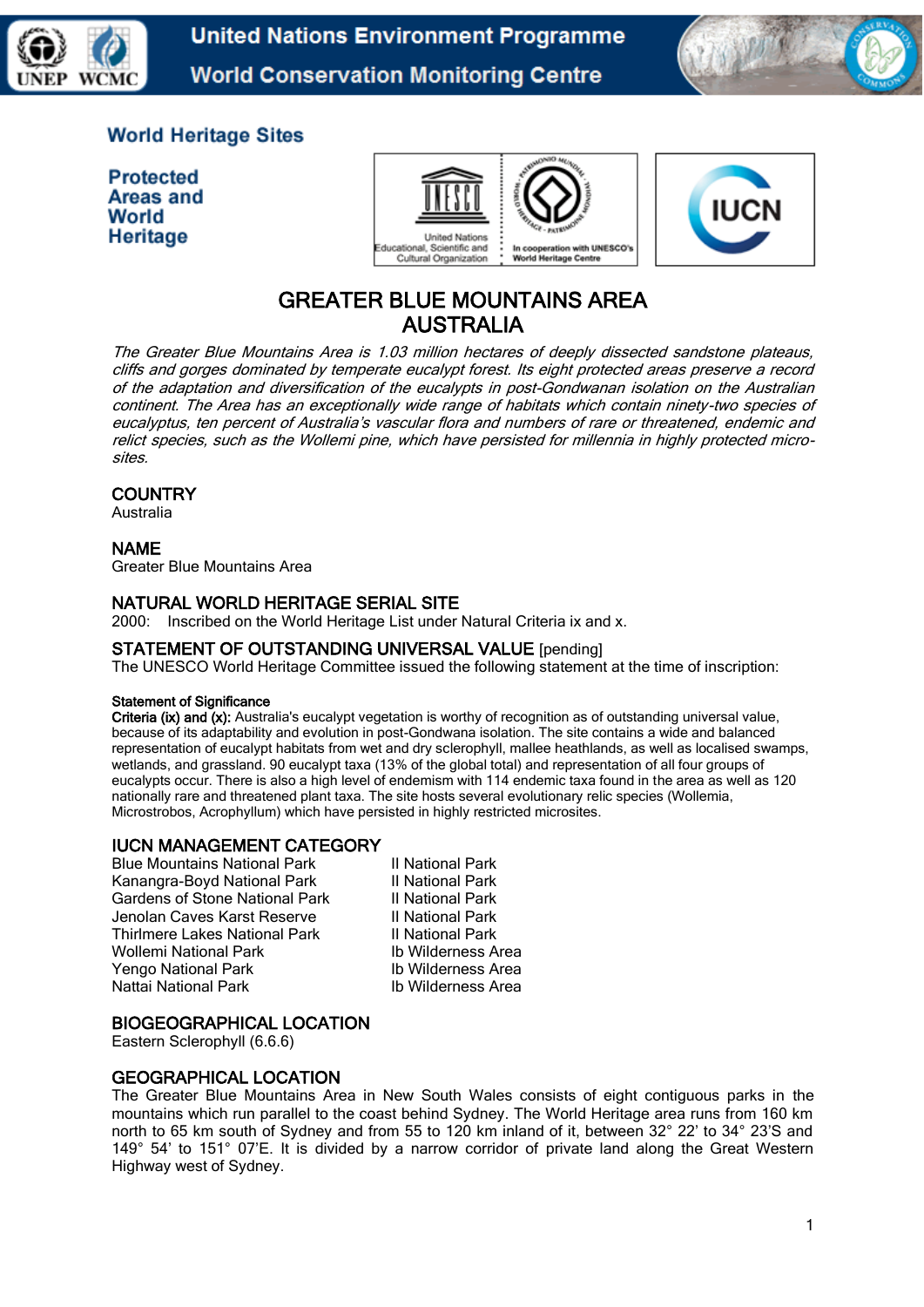World Heritage Sites

Protected Areas and World Heritage

# GREATER BLUE MOUNTAINS AREA AUSTRALIA

*The Greater Blue Mountains Area is 1.03 million hectares of deeply dissected sandstone plateaus, cliffs and gorges dominated by temperate eucalypt forest. Its eight protected areas preserve a record of the adaptation and diversification of the eucalypts in post-Gondwanan isolation on the Australian continent. The Area has an exceptionally wide range of habitats which contain ninety-two species of eucalyptus, ten percent of Australia's vascular flora and numbers of rare or threatened, endemic and relict species, such as the Wollemi pine, which have persisted for millennia in highly protected micro-sites.*

## COUNTRY

Australia

## NAME

Greater Blue Mountains Area

## NATURAL WORLD HERITAGE SERIAL SITE

2000: Inscribed on the World Heritage List under Natural Criteria ix and x.

## STATEMENT OF OUTSTANDING UNIVERSAL VALUE [pending]

The UNESCO World Heritage Committee issued the following statement at the time of inscription:

**Statement of Significance**

**Criteria (ix) and (x):** Australia's eucalypt vegetation is worthy of recognition as of outstanding universal value, because of its adaptability and evolution in post-Gondwana isolation. The site contains a wide and balanced representation of eucalypt habitats from wet and dry sclerophyll, mallee heathlands, as well as localised swamps, wetlands, and grassland. 90 eucalypt taxa (13% of the global total) and representation of all four groups of eucalypts occur. There is also a high level of endemism with 114 endemic taxa found in the area as well as 120 nationally rare and threatened plant taxa. The site hosts several evolutionary relic species (Wollemia, Microstrobos, Acrophyllum) which have persisted in highly restricted microsites.

## IUCN MANAGEMENT CATEGORY

| | |
|---|---|
| Blue Mountains National Park | II National Park |
| Kanangra-Boyd National Park | II National Park |
| Gardens of Stone National Park | II National Park |
| Jenolan Caves Karst Reserve | II National Park |
| Thirlmere Lakes National Park | II National Park |
| Wollemi National Park | Ib Wilderness Area |
| Yengo National Park | Ib Wilderness Area |
| Nattai National Park | Ib Wilderness Area |

## BIOGEOGRAPHICAL LOCATION

Eastern Sclerophyll (6.6.6)

## GEOGRAPHICAL LOCATION

The Greater Blue Mountains Area in New South Wales consists of eight contiguous parks in the mountains which run parallel to the coast behind Sydney. The World Heritage area runs from 160 km north to 65 km south of Sydney and from 55 to 120 km inland of it, between 32° 22' to 34° 23'S and 149° 54' to 151° 07'E. It is divided by a narrow corridor of private land along the Great Western Highway west of Sydney.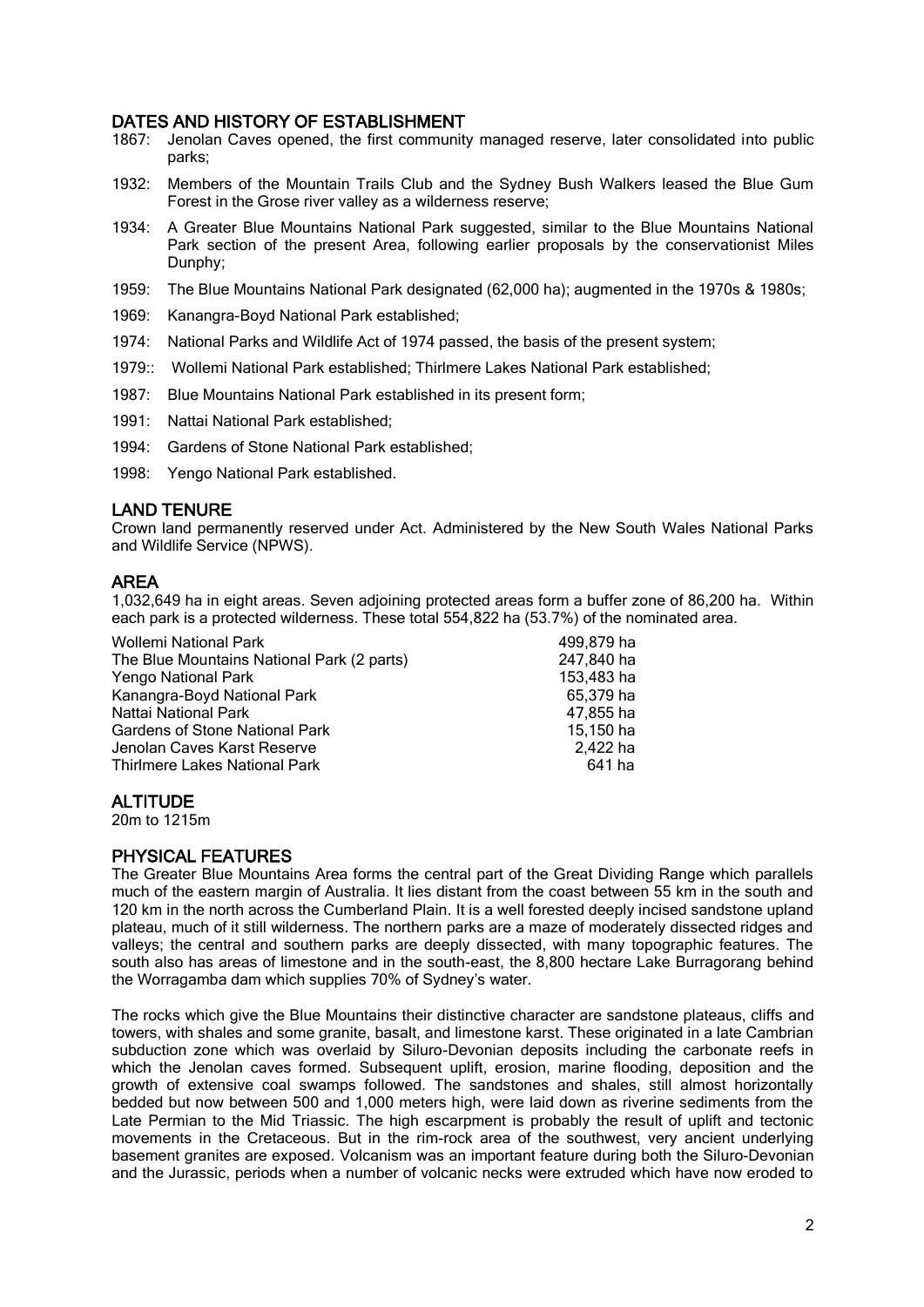## DATES AND HISTORY OF ESTABLISHMENT

1867: Jenolan Caves opened, the first community managed reserve, later consolidated into public parks;

1932: Members of the Mountain Trails Club and the Sydney Bush Walkers leased the Blue Gum Forest in the Grose river valley as a wilderness reserve;

1934: A Greater Blue Mountains National Park suggested, similar to the Blue Mountains National Park section of the present Area, following earlier proposals by the conservationist Miles Dunphy;

1959: The Blue Mountains National Park designated (62,000 ha); augmented in the 1970s & 1980s;

1969: Kanangra-Boyd National Park established;

1974: National Parks and Wildlife Act of 1974 passed, the basis of the present system;

1979:: Wollemi National Park established; Thirlmere Lakes National Park established;

1987: Blue Mountains National Park established in its present form;

1991: Nattai National Park established;

1994: Gardens of Stone National Park established;

1998: Yengo National Park established.

## LAND TENURE

Crown land permanently reserved under Act. Administered by the New South Wales National Parks and Wildlife Service (NPWS).

## AREA

1,032,649 ha in eight areas. Seven adjoining protected areas form a buffer zone of 86,200 ha. Within each park is a protected wilderness. These total 554,822 ha (53.7%) of the nominated area.

| | |
|---|---|
| Wollemi National Park | 499,879 ha |
| The Blue Mountains National Park (2 parts) | 247,840 ha |
| Yengo National Park | 153,483 ha |
| Kanangra-Boyd National Park | 65,379 ha |
| Nattai National Park | 47,855 ha |
| Gardens of Stone National Park | 15,150 ha |
| Jenolan Caves Karst Reserve | 2,422 ha |
| Thirlmere Lakes National Park | 641 ha |

## ALTITUDE

20m to 1215m

## PHYSICAL FEATURES

The Greater Blue Mountains Area forms the central part of the Great Dividing Range which parallels much of the eastern margin of Australia. It lies distant from the coast between 55 km in the south and 120 km in the north across the Cumberland Plain. It is a well forested deeply incised sandstone upland plateau, much of it still wilderness. The northern parks are a maze of moderately dissected ridges and valleys; the central and southern parks are deeply dissected, with many topographic features. The south also has areas of limestone and in the south-east, the 8,800 hectare Lake Burragorang behind the Worragamba dam which supplies 70% of Sydney's water.

The rocks which give the Blue Mountains their distinctive character are sandstone plateaus, cliffs and towers, with shales and some granite, basalt, and limestone karst. These originated in a late Cambrian subduction zone which was overlaid by Siluro-Devonian deposits including the carbonate reefs in which the Jenolan caves formed. Subsequent uplift, erosion, marine flooding, deposition and the growth of extensive coal swamps followed. The sandstones and shales, still almost horizontally bedded but now between 500 and 1,000 meters high, were laid down as riverine sediments from the Late Permian to the Mid Triassic. The high escarpment is probably the result of uplift and tectonic movements in the Cretaceous. But in the rim-rock area of the southwest, very ancient underlying basement granites are exposed. Volcanism was an important feature during both the Siluro-Devonian and the Jurassic, periods when a number of volcanic necks were extruded which have now eroded to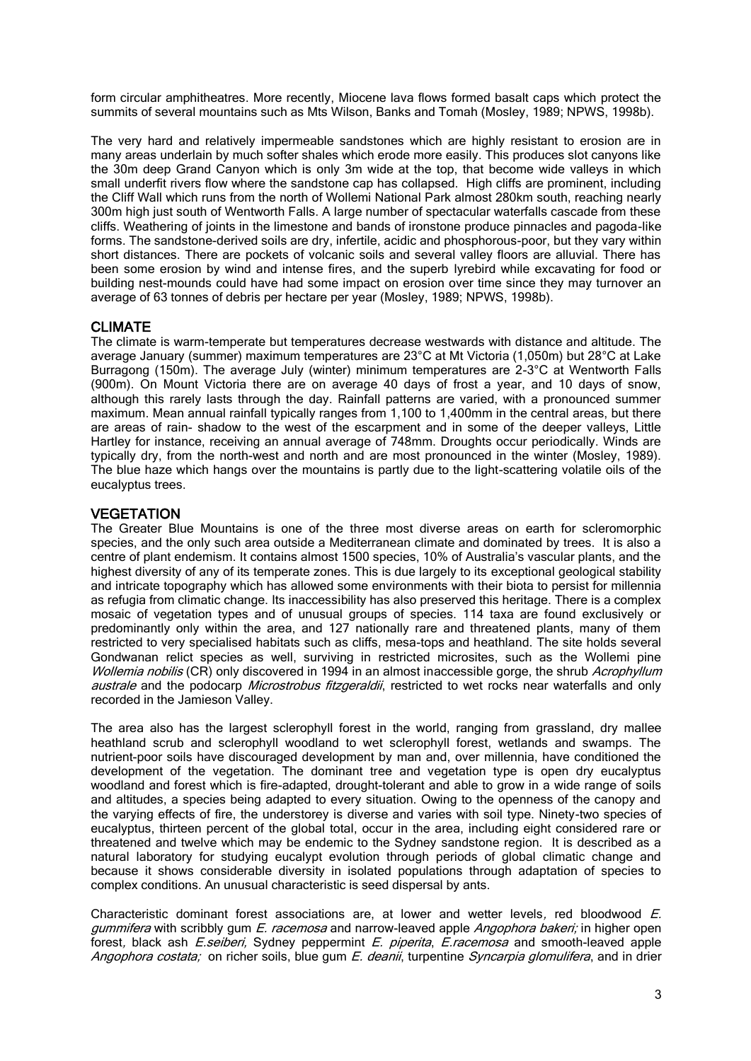form circular amphitheatres. More recently, Miocene lava flows formed basalt caps which protect the summits of several mountains such as Mts Wilson, Banks and Tomah (Mosley, 1989; NPWS, 1998b).

The very hard and relatively impermeable sandstones which are highly resistant to erosion are in many areas underlain by much softer shales which erode more easily. This produces slot canyons like the 30m deep Grand Canyon which is only 3m wide at the top, that become wide valleys in which small underfit rivers flow where the sandstone cap has collapsed. High cliffs are prominent, including the Cliff Wall which runs from the north of Wollemi National Park almost 280km south, reaching nearly 300m high just south of Wentworth Falls. A large number of spectacular waterfalls cascade from these cliffs. Weathering of joints in the limestone and bands of ironstone produce pinnacles and pagoda-like forms. The sandstone-derived soils are dry, infertile, acidic and phosphorous-poor, but they vary within short distances. There are pockets of volcanic soils and several valley floors are alluvial. There has been some erosion by wind and intense fires, and the superb lyrebird while excavating for food or building nest-mounds could have had some impact on erosion over time since they may turnover an average of 63 tonnes of debris per hectare per year (Mosley, 1989; NPWS, 1998b).

## CLIMATE

The climate is warm-temperate but temperatures decrease westwards with distance and altitude. The average January (summer) maximum temperatures are 23°C at Mt Victoria (1,050m) but 28°C at Lake Burragong (150m). The average July (winter) minimum temperatures are 2-3°C at Wentworth Falls (900m). On Mount Victoria there are on average 40 days of frost a year, and 10 days of snow, although this rarely lasts through the day. Rainfall patterns are varied, with a pronounced summer maximum. Mean annual rainfall typically ranges from 1,100 to 1,400mm in the central areas, but there are areas of rain- shadow to the west of the escarpment and in some of the deeper valleys, Little Hartley for instance, receiving an annual average of 748mm. Droughts occur periodically. Winds are typically dry, from the north-west and north and are most pronounced in the winter (Mosley, 1989). The blue haze which hangs over the mountains is partly due to the light-scattering volatile oils of the eucalyptus trees.

## VEGETATION

The Greater Blue Mountains is one of the three most diverse areas on earth for scleromorphic species, and the only such area outside a Mediterranean climate and dominated by trees. It is also a centre of plant endemism. It contains almost 1500 species, 10% of Australia's vascular plants, and the highest diversity of any of its temperate zones. This is due largely to its exceptional geological stability and intricate topography which has allowed some environments with their biota to persist for millennia as refugia from climatic change. Its inaccessibility has also preserved this heritage. There is a complex mosaic of vegetation types and of unusual groups of species. 114 taxa are found exclusively or predominantly only within the area, and 127 nationally rare and threatened plants, many of them restricted to very specialised habitats such as cliffs, mesa-tops and heathland. The site holds several Gondwanan relict species as well, surviving in restricted microsites, such as the Wollemi pine *Wollemia nobilis* (CR) only discovered in 1994 in an almost inaccessible gorge, the shrub *Acrophyllum australe* and the podocarp *Microstrobus fitzgeraldii*, restricted to wet rocks near waterfalls and only recorded in the Jamieson Valley.

The area also has the largest sclerophyll forest in the world, ranging from grassland, dry mallee heathland scrub and sclerophyll woodland to wet sclerophyll forest, wetlands and swamps. The nutrient-poor soils have discouraged development by man and, over millennia, have conditioned the development of the vegetation. The dominant tree and vegetation type is open dry eucalyptus woodland and forest which is fire-adapted, drought-tolerant and able to grow in a wide range of soils and altitudes, a species being adapted to every situation. Owing to the openness of the canopy and the varying effects of fire, the understorey is diverse and varies with soil type. Ninety-two species of eucalyptus, thirteen percent of the global total, occur in the area, including eight considered rare or threatened and twelve which may be endemic to the Sydney sandstone region. It is described as a natural laboratory for studying eucalypt evolution through periods of global climatic change and because it shows considerable diversity in isolated populations through adaptation of species to complex conditions. An unusual characteristic is seed dispersal by ants.

Characteristic dominant forest associations are, at lower and wetter levels, red bloodwood *E. gummifera* with scribbly gum *E. racemosa* and narrow-leaved apple *Angophora bakeri;* in higher open forest, black ash *E.seiberi,* Sydney peppermint *E. piperita*, *E.racemosa* and smooth-leaved apple *Angophora costata;* on richer soils, blue gum *E. deanii*, turpentine *Syncarpia glomulifera*, and in drier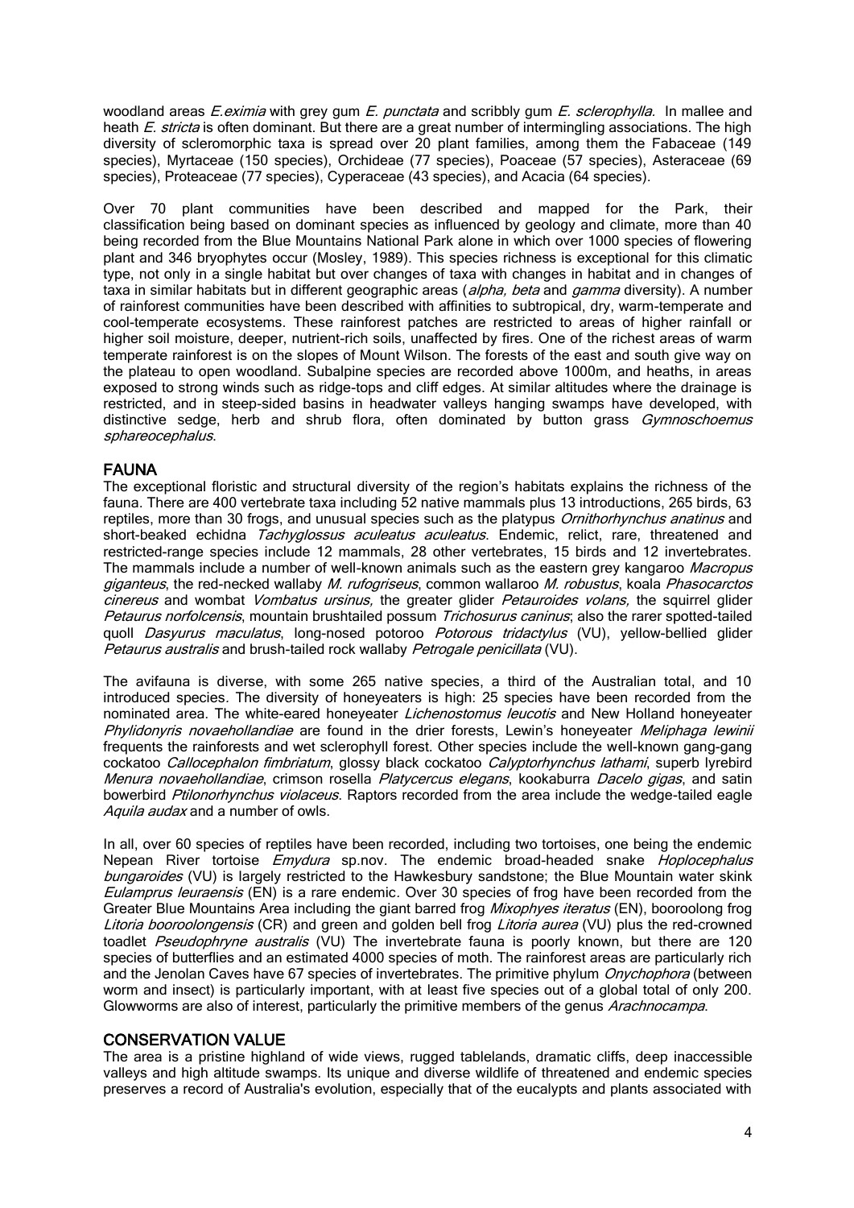woodland areas *E.eximia* with grey gum *E. punctata* and scribbly gum *E. sclerophylla*. In mallee and heath *E. stricta* is often dominant. But there are a great number of intermingling associations. The high diversity of scleromorphic taxa is spread over 20 plant families, among them the Fabaceae (149 species), Myrtaceae (150 species), Orchideae (77 species), Poaceae (57 species), Asteraceae (69 species), Proteaceae (77 species), Cyperaceae (43 species), and Acacia (64 species).

Over 70 plant communities have been described and mapped for the Park, their classification being based on dominant species as influenced by geology and climate, more than 40 being recorded from the Blue Mountains National Park alone in which over 1000 species of flowering plant and 346 bryophytes occur (Mosley, 1989). This species richness is exceptional for this climatic type, not only in a single habitat but over changes of taxa with changes in habitat and in changes of taxa in similar habitats but in different geographic areas (*alpha, beta* and *gamma* diversity). A number of rainforest communities have been described with affinities to subtropical, dry, warm-temperate and cool-temperate ecosystems. These rainforest patches are restricted to areas of higher rainfall or higher soil moisture, deeper, nutrient-rich soils, unaffected by fires. One of the richest areas of warm temperate rainforest is on the slopes of Mount Wilson. The forests of the east and south give way on the plateau to open woodland. Subalpine species are recorded above 1000m, and heaths, in areas exposed to strong winds such as ridge-tops and cliff edges. At similar altitudes where the drainage is restricted, and in steep-sided basins in headwater valleys hanging swamps have developed, with distinctive sedge, herb and shrub flora, often dominated by button grass *Gymnoschoemus sphareocephalus*.

## FAUNA

The exceptional floristic and structural diversity of the region's habitats explains the richness of the fauna. There are 400 vertebrate taxa including 52 native mammals plus 13 introductions, 265 birds, 63 reptiles, more than 30 frogs, and unusual species such as the platypus *Ornithorhynchus anatinus* and short-beaked echidna *Tachyglossus aculeatus aculeatus*. Endemic, relict, rare, threatened and restricted-range species include 12 mammals, 28 other vertebrates, 15 birds and 12 invertebrates. The mammals include a number of well-known animals such as the eastern grey kangaroo *Macropus giganteus*, the red-necked wallaby *M. rufogriseus*, common wallaroo *M. robustus*, koala *Phasocarctos cinereus* and wombat *Vombatus ursinus,* the greater glider *Petauroides volans,* the squirrel glider *Petaurus norfolcensis*, mountain brushtailed possum *Trichosurus caninus*; also the rarer spotted-tailed quoll *Dasyurus maculatus*, long-nosed potoroo *Potorous tridactylus* (VU), yellow-bellied glider *Petaurus australis* and brush-tailed rock wallaby *Petrogale penicillata* (VU).

The avifauna is diverse, with some 265 native species, a third of the Australian total, and 10 introduced species. The diversity of honeyeaters is high: 25 species have been recorded from the nominated area. The white-eared honeyeater *Lichenostomus leucotis* and New Holland honeyeater *Phylidonyris novaehollandiae* are found in the drier forests, Lewin's honeyeater *Meliphaga lewinii* frequents the rainforests and wet sclerophyll forest. Other species include the well-known gang-gang cockatoo *Callocephalon fimbriatum*, glossy black cockatoo *Calyptorhynchus lathami*, superb lyrebird *Menura novaehollandiae*, crimson rosella *Platycercus elegans*, kookaburra *Dacelo gigas*, and satin bowerbird *Ptilonorhynchus violaceus*. Raptors recorded from the area include the wedge-tailed eagle *Aquila audax* and a number of owls.

In all, over 60 species of reptiles have been recorded, including two tortoises, one being the endemic Nepean River tortoise *Emydura* sp.nov. The endemic broad-headed snake *Hoplocephalus bungaroides* (VU) is largely restricted to the Hawkesbury sandstone; the Blue Mountain water skink *Eulamprus leuraensis* (EN) is a rare endemic. Over 30 species of frog have been recorded from the Greater Blue Mountains Area including the giant barred frog *Mixophyes iteratus* (EN), booroolong frog *Litoria booroolongensis* (CR) and green and golden bell frog *Litoria aurea* (VU) plus the red-crowned toadlet *Pseudophryne australis* (VU) The invertebrate fauna is poorly known, but there are 120 species of butterflies and an estimated 4000 species of moth. The rainforest areas are particularly rich and the Jenolan Caves have 67 species of invertebrates. The primitive phylum *Onychophora* (between worm and insect) is particularly important, with at least five species out of a global total of only 200. Glowworms are also of interest, particularly the primitive members of the genus *Arachnocampa*.

## CONSERVATION VALUE

The area is a pristine highland of wide views, rugged tablelands, dramatic cliffs, deep inaccessible valleys and high altitude swamps. Its unique and diverse wildlife of threatened and endemic species preserves a record of Australia's evolution, especially that of the eucalypts and plants associated with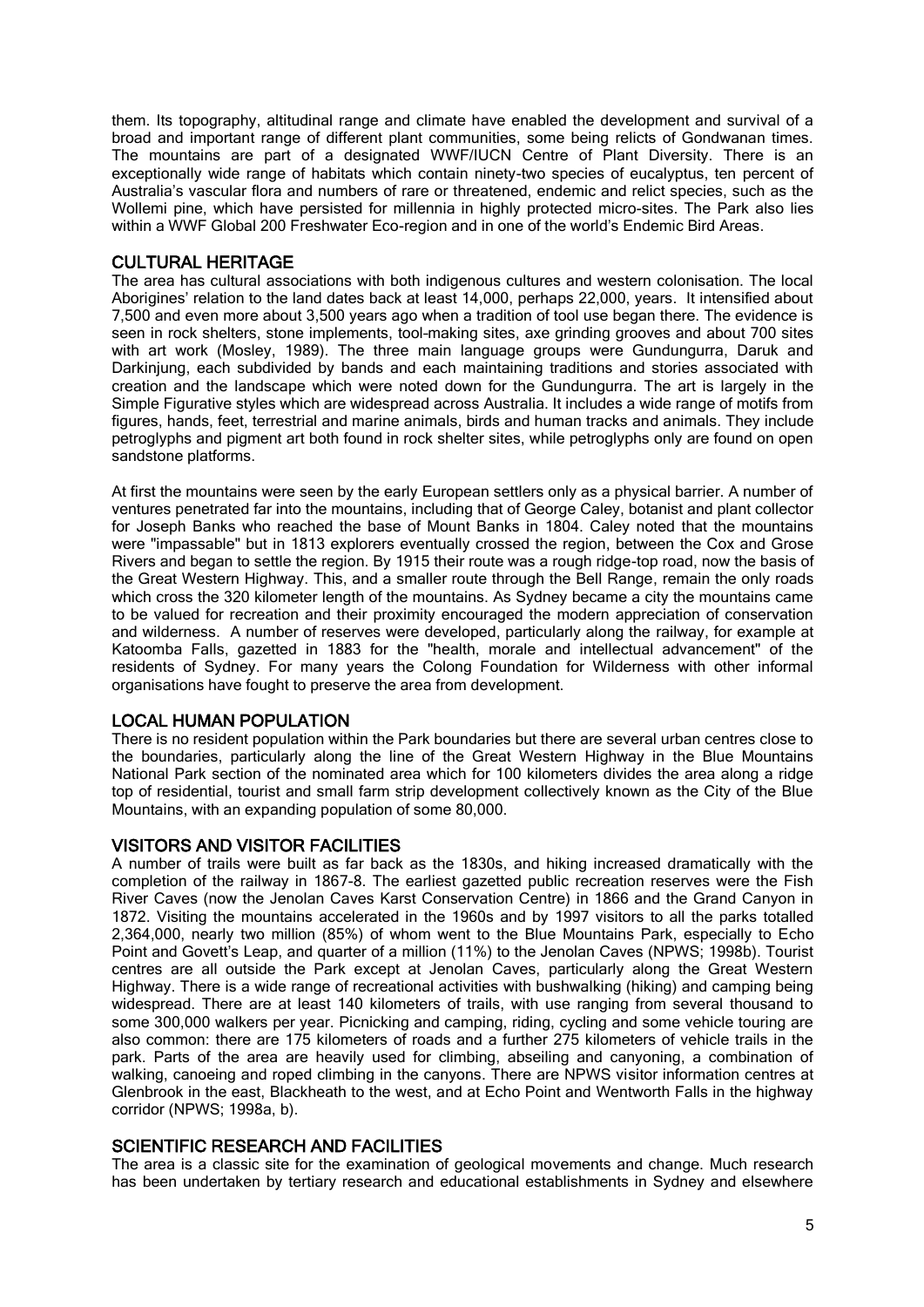them. Its topography, altitudinal range and climate have enabled the development and survival of a broad and important range of different plant communities, some being relicts of Gondwanan times. The mountains are part of a designated WWF/IUCN Centre of Plant Diversity. There is an exceptionally wide range of habitats which contain ninety-two species of eucalyptus, ten percent of Australia's vascular flora and numbers of rare or threatened, endemic and relict species, such as the Wollemi pine, which have persisted for millennia in highly protected micro-sites. The Park also lies within a WWF Global 200 Freshwater Eco-region and in one of the world's Endemic Bird Areas.

## CULTURAL HERITAGE

The area has cultural associations with both indigenous cultures and western colonisation. The local Aborigines' relation to the land dates back at least 14,000, perhaps 22,000, years. It intensified about 7,500 and even more about 3,500 years ago when a tradition of tool use began there. The evidence is seen in rock shelters, stone implements, tool-making sites, axe grinding grooves and about 700 sites with art work (Mosley, 1989). The three main language groups were Gundungurra, Daruk and Darkinjung, each subdivided by bands and each maintaining traditions and stories associated with creation and the landscape which were noted down for the Gundungurra. The art is largely in the Simple Figurative styles which are widespread across Australia. It includes a wide range of motifs from figures, hands, feet, terrestrial and marine animals, birds and human tracks and animals. They include petroglyphs and pigment art both found in rock shelter sites, while petroglyphs only are found on open sandstone platforms.

At first the mountains were seen by the early European settlers only as a physical barrier. A number of ventures penetrated far into the mountains, including that of George Caley, botanist and plant collector for Joseph Banks who reached the base of Mount Banks in 1804. Caley noted that the mountains were "impassable" but in 1813 explorers eventually crossed the region, between the Cox and Grose Rivers and began to settle the region. By 1915 their route was a rough ridge-top road, now the basis of the Great Western Highway. This, and a smaller route through the Bell Range, remain the only roads which cross the 320 kilometer length of the mountains. As Sydney became a city the mountains came to be valued for recreation and their proximity encouraged the modern appreciation of conservation and wilderness. A number of reserves were developed, particularly along the railway, for example at Katoomba Falls, gazetted in 1883 for the "health, morale and intellectual advancement" of the residents of Sydney. For many years the Colong Foundation for Wilderness with other informal organisations have fought to preserve the area from development.

## LOCAL HUMAN POPULATION

There is no resident population within the Park boundaries but there are several urban centres close to the boundaries, particularly along the line of the Great Western Highway in the Blue Mountains National Park section of the nominated area which for 100 kilometers divides the area along a ridge top of residential, tourist and small farm strip development collectively known as the City of the Blue Mountains, with an expanding population of some 80,000.

## VISITORS AND VISITOR FACILITIES

A number of trails were built as far back as the 1830s, and hiking increased dramatically with the completion of the railway in 1867-8. The earliest gazetted public recreation reserves were the Fish River Caves (now the Jenolan Caves Karst Conservation Centre) in 1866 and the Grand Canyon in 1872. Visiting the mountains accelerated in the 1960s and by 1997 visitors to all the parks totalled 2,364,000, nearly two million (85%) of whom went to the Blue Mountains Park, especially to Echo Point and Govett's Leap, and quarter of a million (11%) to the Jenolan Caves (NPWS; 1998b). Tourist centres are all outside the Park except at Jenolan Caves, particularly along the Great Western Highway. There is a wide range of recreational activities with bushwalking (hiking) and camping being widespread. There are at least 140 kilometers of trails, with use ranging from several thousand to some 300,000 walkers per year. Picnicking and camping, riding, cycling and some vehicle touring are also common: there are 175 kilometers of roads and a further 275 kilometers of vehicle trails in the park. Parts of the area are heavily used for climbing, abseiling and canyoning, a combination of walking, canoeing and roped climbing in the canyons. There are NPWS visitor information centres at Glenbrook in the east, Blackheath to the west, and at Echo Point and Wentworth Falls in the highway corridor (NPWS; 1998a, b).

## SCIENTIFIC RESEARCH AND FACILITIES

The area is a classic site for the examination of geological movements and change. Much research has been undertaken by tertiary research and educational establishments in Sydney and elsewhere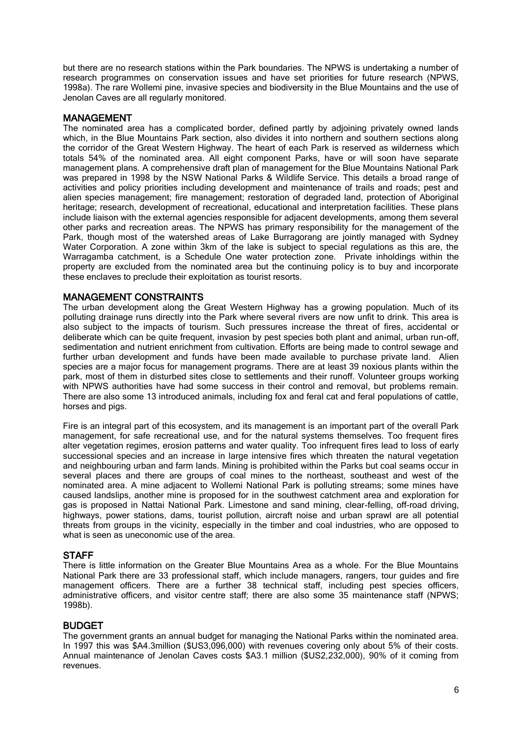but there are no research stations within the Park boundaries. The NPWS is undertaking a number of research programmes on conservation issues and have set priorities for future research (NPWS, 1998a). The rare Wollemi pine, invasive species and biodiversity in the Blue Mountains and the use of Jenolan Caves are all regularly monitored.

## MANAGEMENT

The nominated area has a complicated border, defined partly by adjoining privately owned lands which, in the Blue Mountains Park section, also divides it into northern and southern sections along the corridor of the Great Western Highway. The heart of each Park is reserved as wilderness which totals 54% of the nominated area. All eight component Parks, have or will soon have separate management plans. A comprehensive draft plan of management for the Blue Mountains National Park was prepared in 1998 by the NSW National Parks & Wildlife Service. This details a broad range of activities and policy priorities including development and maintenance of trails and roads; pest and alien species management; fire management; restoration of degraded land, protection of Aboriginal heritage; research, development of recreational, educational and interpretation facilities. These plans include liaison with the external agencies responsible for adjacent developments, among them several other parks and recreation areas. The NPWS has primary responsibility for the management of the Park, though most of the watershed areas of Lake Burragorang are jointly managed with Sydney Water Corporation. A zone within 3km of the lake is subject to special regulations as this are, the Warragamba catchment, is a Schedule One water protection zone. Private inholdings within the property are excluded from the nominated area but the continuing policy is to buy and incorporate these enclaves to preclude their exploitation as tourist resorts.

## MANAGEMENT CONSTRAINTS

The urban development along the Great Western Highway has a growing population. Much of its polluting drainage runs directly into the Park where several rivers are now unfit to drink. This area is also subject to the impacts of tourism. Such pressures increase the threat of fires, accidental or deliberate which can be quite frequent, invasion by pest species both plant and animal, urban run-off, sedimentation and nutrient enrichment from cultivation. Efforts are being made to control sewage and further urban development and funds have been made available to purchase private land. Alien species are a major focus for management programs. There are at least 39 noxious plants within the park, most of them in disturbed sites close to settlements and their runoff. Volunteer groups working with NPWS authorities have had some success in their control and removal, but problems remain. There are also some 13 introduced animals, including fox and feral cat and feral populations of cattle, horses and pigs.

Fire is an integral part of this ecosystem, and its management is an important part of the overall Park management, for safe recreational use, and for the natural systems themselves. Too frequent fires alter vegetation regimes, erosion patterns and water quality. Too infrequent fires lead to loss of early successional species and an increase in large intensive fires which threaten the natural vegetation and neighbouring urban and farm lands. Mining is prohibited within the Parks but coal seams occur in several places and there are groups of coal mines to the northeast, southeast and west of the nominated area. A mine adjacent to Wollemi National Park is polluting streams; some mines have caused landslips, another mine is proposed for in the southwest catchment area and exploration for gas is proposed in Nattai National Park. Limestone and sand mining, clear-felling, off-road driving, highways, power stations, dams, tourist pollution, aircraft noise and urban sprawl are all potential threats from groups in the vicinity, especially in the timber and coal industries, who are opposed to what is seen as uneconomic use of the area.

## STAFF

There is little information on the Greater Blue Mountains Area as a whole. For the Blue Mountains National Park there are 33 professional staff, which include managers, rangers, tour guides and fire management officers. There are a further 38 technical staff, including pest species officers, administrative officers, and visitor centre staff; there are also some 35 maintenance staff (NPWS; 1998b).

## BUDGET

The government grants an annual budget for managing the National Parks within the nominated area. In 1997 this was $A4.3million ($US3,096,000) with revenues covering only about 5% of their costs. Annual maintenance of Jenolan Caves costs $A3.1 million ($US2,232,000), 90% of it coming from revenues.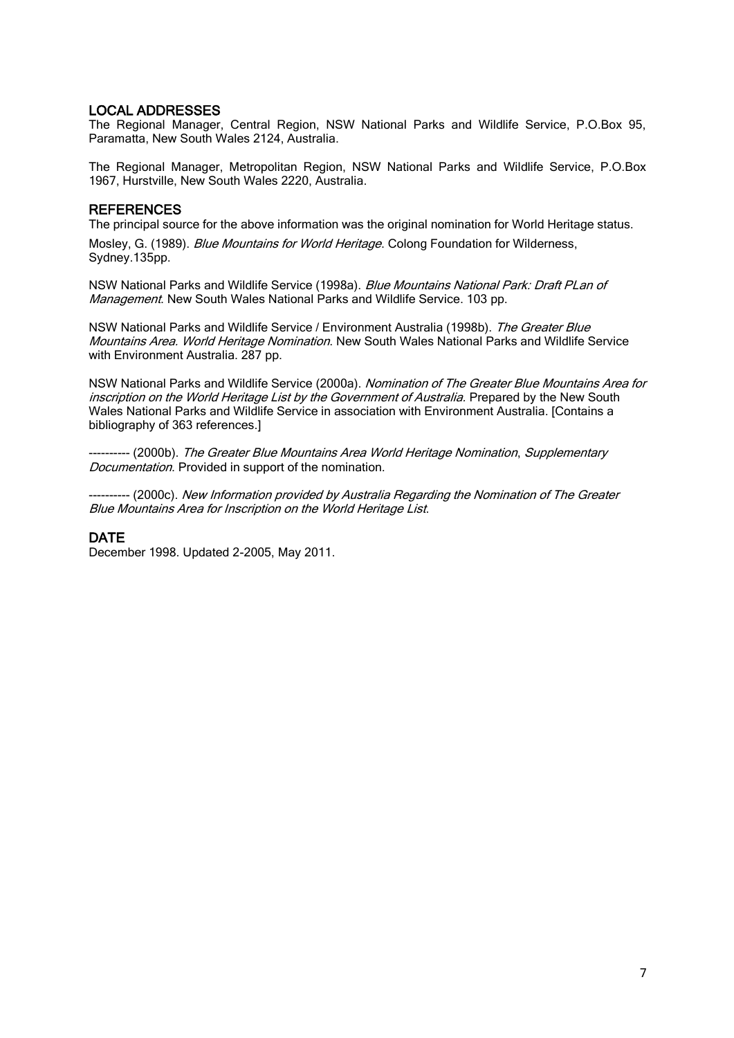## LOCAL ADDRESSES

The Regional Manager, Central Region, NSW National Parks and Wildlife Service, P.O.Box 95, Paramatta, New South Wales 2124, Australia.

The Regional Manager, Metropolitan Region, NSW National Parks and Wildlife Service, P.O.Box 1967, Hurstville, New South Wales 2220, Australia.

## REFERENCES

The principal source for the above information was the original nomination for World Heritage status.

Mosley, G. (1989). *Blue Mountains for World Heritage*. Colong Foundation for Wilderness, Sydney.135pp.

NSW National Parks and Wildlife Service (1998a). *Blue Mountains National Park: Draft PLan of Management*. New South Wales National Parks and Wildlife Service. 103 pp.

NSW National Parks and Wildlife Service / Environment Australia (1998b). *The Greater Blue Mountains Area. World Heritage Nomination*. New South Wales National Parks and Wildlife Service with Environment Australia. 287 pp.

NSW National Parks and Wildlife Service (2000a). *Nomination of The Greater Blue Mountains Area for inscription on the World Heritage List by the Government of Australia*. Prepared by the New South Wales National Parks and Wildlife Service in association with Environment Australia. [Contains a bibliography of 363 references.]

---------- (2000b). *The Greater Blue Mountains Area World Heritage Nomination*, *Supplementary Documentation*. Provided in support of the nomination.

---------- (2000c). *New Information provided by Australia Regarding the Nomination of The Greater Blue Mountains Area for Inscription on the World Heritage List*.

## DATE

December 1998. Updated 2-2005, May 2011.